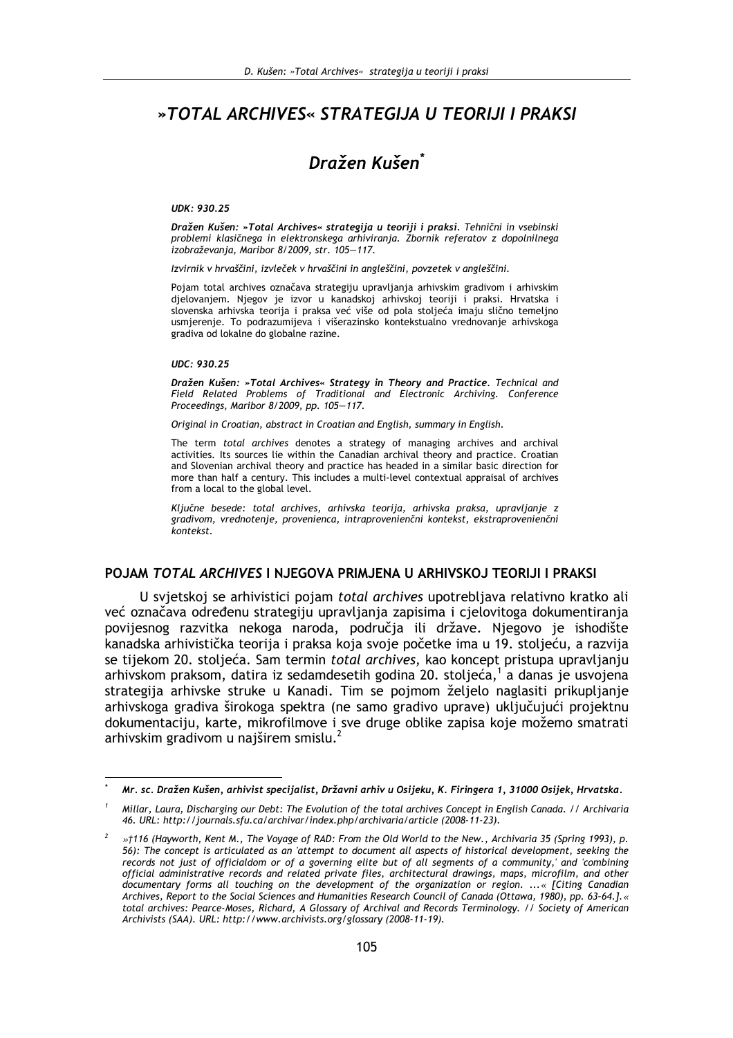# »TOTAL ARCHIVES« STRATEGIJA U TEORIJI I PRAKSI

## *Dražen Kušen*[*]

***UDK: 930.25***

***Dražen Kušen: »Total Archives« strategija u teoriji i praksi.*** *Tehnični in vsebinski problemi klasičnega in elektronskega arhiviranja. Zbornik referatov z dopolnilnega izobraževanja, Maribor 8/2009, str. 105—117.*

*Izvirnik v hrvaščini, izvleček v hrvaščini in angleščini, povzetek v angleščini.*

Pojam total archives označava strategiju upravljanja arhivskim gradivom i arhivskim djelovanjem. Njegov je izvor u kanadskoj arhivskoj teoriji i praksi. Hrvatska i slovenska arhivska teorija i praksa već više od pola stoljeća imaju slično temeljno usmjerenje. To podrazumijeva i višerazinsko kontekstualno vrednovanje arhivskoga gradiva od lokalne do globalne razine.

***UDC: 930.25***

***Dražen Kušen: »Total Archives« Strategy in Theory and Practice.*** *Technical and Field Related Problems of Traditional and Electronic Archiving. Conference Proceedings, Maribor 8/2009, pp. 105—117.*

*Original in Croatian, abstract in Croatian and English, summary in English.*

The term *total archives* denotes a strategy of managing archives and archival activities. Its sources lie within the Canadian archival theory and practice. Croatian and Slovenian archival theory and practice has headed in a similar basic direction for more than half a century. This includes a multi-level contextual appraisal of archives from a local to the global level.

*Ključne besede: total archives, arhivska teorija, arhivska praksa, upravljanje z gradivom, vrednotenje, provenienca, intraprovenienčni kontekst, ekstraprovenienčni kontekst.*

### POJAM *TOTAL ARCHIVES* I NJEGOVA PRIMJENA U ARHIVSKOJ TEORIJI I PRAKSI

U svjetskoj se arhivistici pojam *total archives* upotrebljava relativno kratko ali već označava određenu strategiju upravljanja zapisima i cjelovitoga dokumentiranja povijesnog razvitka nekoga naroda, područja ili države. Njegovo je ishodište kanadska arhivistička teorija i praksa koja svoje početke ima u 19. stoljeću, a razvija se tijekom 20. stoljeća. Sam termin *total archives,* kao koncept pristupa upravljanju arhivskom praksom, datira iz sedamdesetih godina 20. stoljeća,[1] a danas je usvojena strategija arhivske struke u Kanadi. Tim se pojmom željelo naglasiti prikupljanje arhivskoga gradiva širokoga spektra (ne samo gradivo uprave) uključujući projektnu dokumentaciju, karte, mikrofilmove i sve druge oblike zapisa koje možemo smatrati arhivskim gradivom u najširem smislu.[2]

---

[*] *Mr. sc. Dražen Kušen, arhivist specijalist, Državni arhiv u Osijeku, K. Firingera 1, 31000 Osijek, Hrvatska.*

[1] *Millar, Laura, Discharging our Debt: The Evolution of the total archives Concept in English Canada. // Archivaria 46. URL: http://journals.sfu.ca/archivar/index.php/archivaria/article (2008-11-23).*

[2] *»†116 (Hayworth, Kent M., The Voyage of RAD: From the Old World to the New., Archivaria 35 (Spring 1993), p. 56): The concept is articulated as an 'attempt to document all aspects of historical development, seeking the records not just of officialdom or of a governing elite but of all segments of a community,' and 'combining official administrative records and related private files, architectural drawings, maps, microfilm, and other documentary forms all touching on the development of the organization or region. ...« [Citing Canadian Archives, Report to the Social Sciences and Humanities Research Council of Canada (Ottawa, 1980), pp. 63-64.].« total archives: Pearce-Moses, Richard, A Glossary of Archival and Records Terminology. // Society of American Archivists (SAA). URL: http://www.archivists.org/glossary (2008-11-19).*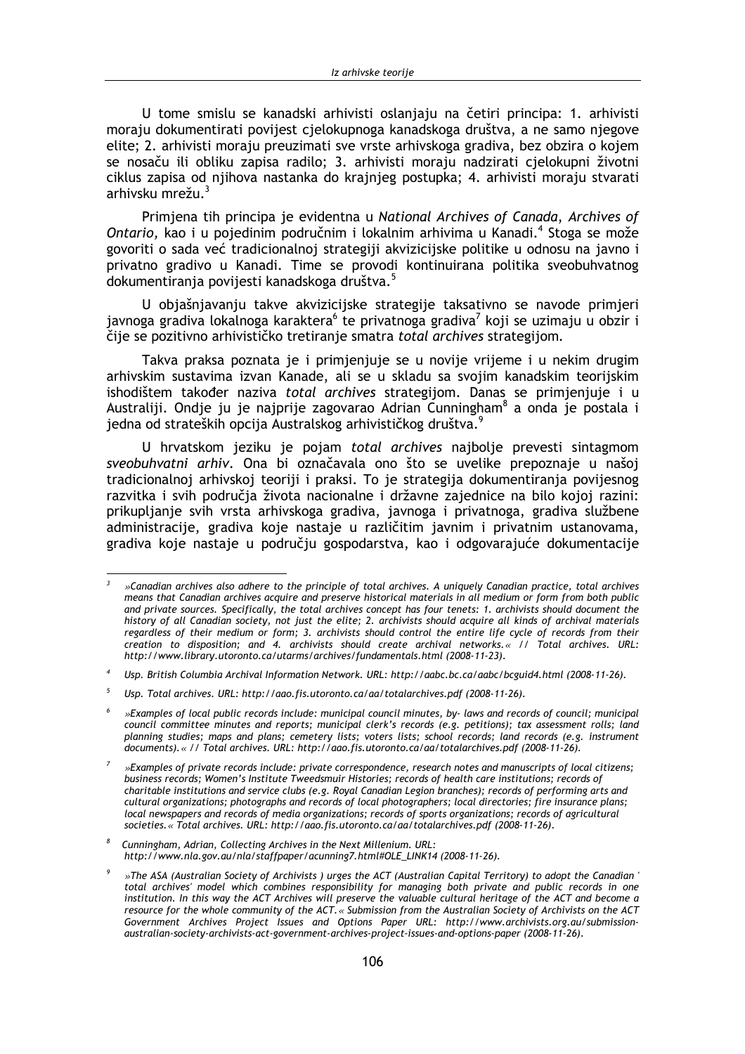U tome smislu se kanadski arhivisti oslanjaju na četiri principa: 1. arhivisti moraju dokumentirati povijest cjelokupnoga kanadskoga društva, a ne samo njegove elite; 2. arhivisti moraju preuzimati sve vrste arhivskoga gradiva, bez obzira o kojem se nosaču ili obliku zapisa radilo; 3. arhivisti moraju nadzirati cjelokupni životni ciklus zapisa od njihova nastanka do krajnjeg postupka; 4. arhivisti moraju stvarati arhivsku mrežu.[3]

Primjena tih principa je evidentna u *National Archives of Canada, Archives of Ontario,* kao i u pojedinim područnim i lokalnim arhivima u Kanadi.[4] Stoga se može govoriti o sada već tradicionalnoj strategiji akvizicijske politike u odnosu na javno i privatno gradivo u Kanadi. Time se provodi kontinuirana politika sveobuhvatnog dokumentiranja povijesti kanadskoga društva.[5]

U objašnjavanju takve akvizicijske strategije taksativno se navode primjeri javnoga gradiva lokalnoga karaktera[6] te privatnoga gradiva[7] koji se uzimaju u obzir i čije se pozitivno arhivističko tretiranje smatra *total archives* strategijom.

Takva praksa poznata je i primjenjuje se u novije vrijeme i u nekim drugim arhivskim sustavima izvan Kanade, ali se u skladu sa svojim kanadskim teorijskim ishodištem također naziva *total archives* strategijom. Danas se primjenjuje i u Australiji. Ondje ju je najprije zagovarao Adrian Cunningham[8] a onda je postala i jedna od strateških opcija Australskog arhivističkog društva.[9]

U hrvatskom jeziku je pojam *total archives* najbolje prevesti sintagmom *sveobuhvatni arhiv*. Ona bi označavala ono što se uvelike prepoznaje u našoj tradicionalnoj arhivskoj teoriji i praksi. To je strategija dokumentiranja povijesnog razvitka i svih područja života nacionalne i državne zajednice na bilo kojoj razini: prikupljanje svih vrsta arhivskoga gradiva, javnoga i privatnoga, gradiva službene administracije, gradiva koje nastaje u različitim javnim i privatnim ustanovama, gradiva koje nastaje u području gospodarstva, kao i odgovarajuće dokumentacije

---

[3] *»Canadian archives also adhere to the principle of total archives. A uniquely Canadian practice, total archives means that Canadian archives acquire and preserve historical materials in all medium or form from both public and private sources. Specifically, the total archives concept has four tenets: 1. archivists should document the history of all Canadian society, not just the elite; 2. archivists should acquire all kinds of archival materials regardless of their medium or form; 3. archivists should control the entire life cycle of records from their creation to disposition; and 4. archivists should create archival networks.« // Total archives. URL: http://www.library.utoronto.ca/utarms/archives/fundamentals.html (2008-11-23).*

[4] *Usp. British Columbia Archival Information Network. URL: http://aabc.bc.ca/aabc/bcguid4.html (2008-11-26).*

[5] *Usp. Total archives. URL: http://aao.fis.utoronto.ca/aa/totalarchives.pdf (2008-11-26).*

[6] *»Examples of local public records include: municipal council minutes, by- laws and records of council; municipal council committee minutes and reports; municipal clerk's records (e.g. petitions); tax assessment rolls; land planning studies; maps and plans; cemetery lists; voters lists; school records; land records (e.g. instrument documents).« // Total archives. URL: http://aao.fis.utoronto.ca/aa/totalarchives.pdf (2008-11-26).*

[7] *»Examples of private records include: private correspondence, research notes and manuscripts of local citizens; business records; Women's Institute Tweedsmuir Histories; records of health care institutions; records of charitable institutions and service clubs (e.g. Royal Canadian Legion branches); records of performing arts and cultural organizations; photographs and records of local photographers; local directories; fire insurance plans; local newspapers and records of media organizations; records of sports organizations; records of agricultural societies.« Total archives. URL: http://aao.fis.utoronto.ca/aa/totalarchives.pdf (2008-11-26).*

[8] *Cunningham, Adrian, Collecting Archives in the Next Millenium. URL: http://www.nla.gov.au/nla/staffpaper/acunning7.html#OLE_LINK14 (2008-11-26).*

[9] *»The ASA (Australian Society of Archivists ) urges the ACT (Australian Capital Territory) to adopt the Canadian ' total archives' model which combines responsibility for managing both private and public records in one institution. In this way the ACT Archives will preserve the valuable cultural heritage of the ACT and become a resource for the whole community of the ACT.« Submission from the Australian Society of Archivists on the ACT Government Archives Project Issues and Options Paper URL: http://www.archivists.org.au/submission-australian-society-archivists-act-government-archives-project-issues-and-options-paper (2008-11-26).*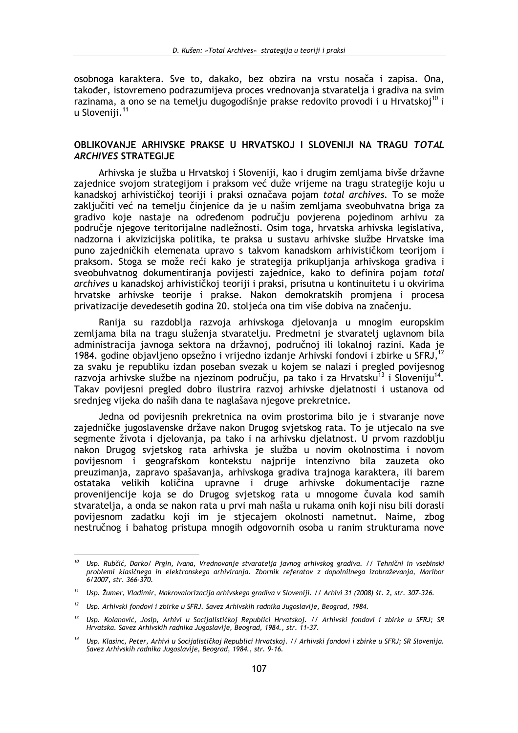osobnoga karaktera. Sve to, dakako, bez obzira na vrstu nosača i zapisa. Ona, također, istovremeno podrazumijeva proces vrednovanja stvaratelja i gradiva na svim razinama, a ono se na temelju dugogodišnje prakse redovito provodi i u Hrvatskoj[10] i u Sloveniji.[11]

## OBLIKOVANJE ARHIVSKE PRAKSE U HRVATSKOJ I SLOVENIJI NA TRAGU *TOTAL ARCHIVES* STRATEGIJE

Arhivska je služba u Hrvatskoj i Sloveniji, kao i drugim zemljama bivše državne zajednice svojom strategijom i praksom već duže vrijeme na tragu strategije koju u kanadskoj arhivističkoj teoriji i praksi označava pojam *total archives*. To se može zaključiti već na temelju činjenice da je u našim zemljama sveobuhvatna briga za gradivo koje nastaje na određenom području povjerena pojedinom arhivu za područje njegove teritorijalne nadležnosti. Osim toga, hrvatska arhivska legislativa, nadzorna i akvizicijska politika, te praksa u sustavu arhivske službe Hrvatske ima puno zajedničkih elemenata upravo s takvom kanadskom arhivističkom teorijom i praksom. Stoga se može reći kako je strategija prikupljanja arhivskoga gradiva i sveobuhvatnog dokumentiranja povijesti zajednice, kako to definira pojam *total archives* u kanadskoj arhivističkoj teoriji i praksi, prisutna u kontinuitetu i u okvirima hrvatske arhivske teorije i prakse. Nakon demokratskih promjena i procesa privatizacije devedesetih godina 20. stoljeća ona tim više dobiva na značenju.

Ranija su razdoblja razvoja arhivskoga djelovanja u mnogim europskim zemljama bila na tragu služenja stvaratelju. Predmetni je stvaratelj uglavnom bila administracija javnoga sektora na državnoj, područnoj ili lokalnoj razini. Kada je 1984. godine objavljeno opsežno i vrijedno izdanje Arhivski fondovi i zbirke u SFRJ,[12] za svaku je republiku izdan poseban svezak u kojem se nalazi i pregled povijesnog razvoja arhivske službe na njezinom području, pa tako i za Hrvatsku[13] i Sloveniju[14]. Takav povijesni pregled dobro ilustrira razvoj arhivske djelatnosti i ustanova od srednjeg vijeka do naših dana te naglašava njegove prekretnice.

Jedna od povijesnih prekretnica na ovim prostorima bilo je i stvaranje nove zajedničke jugoslavenske države nakon Drugog svjetskog rata. To je utjecalo na sve segmente života i djelovanja, pa tako i na arhivsku djelatnost. U prvom razdoblju nakon Drugog svjetskog rata arhivska je služba u novim okolnostima i novom povijesnom i geografskom kontekstu najprije intenzivno bila zauzeta oko preuzimanja, zapravo spašavanja, arhivskoga gradiva trajnoga karaktera, ili barem ostataka velikih količina upravne i druge arhivske dokumentacije razne provenijencije koja se do Drugog svjetskog rata u mnogome čuvala kod samih stvaratelja, a onda se nakon rata u prvi mah našla u rukama onih koji nisu bili dorasli povijesnom zadatku koji im je stjecajem okolnosti nametnut. Naime, zbog nestručnog i bahatog pristupa mnogih odgovornih osoba u ranim strukturama nove

---

[10] *Usp. Rubčić, Darko/ Prgin, Ivana, Vrednovanje stvaratelja javnog arhivskog gradiva. // Tehnični in vsebinski problemi klasičnega in elektronskega arhiviranja. Zbornik referatov z dopolnilnega izobraževanja, Maribor 6/2007, str. 366-370.*

[11] *Usp. Žumer, Vladimir, Makrovalorizacija arhivskega gradiva v Sloveniji. // Arhivi 31 (2008) št. 2, str. 307-326.*

[12] *Usp. Arhivski fondovi i zbirke u SFRJ. Savez Arhivskih radnika Jugoslavije, Beograd, 1984.*

[13] *Usp. Kolanović, Josip, Arhivi u Socijalističkoj Republici Hrvatskoj. // Arhivski fondovi i zbirke u SFRJ; SR Hrvatska. Savez Arhivskih radnika Jugoslavije, Beograd, 1984., str. 11-37.*

[14] *Usp. Klasinc, Peter, Arhivi u Socijalističkoj Republici Hrvatskoj. // Arhivski fondovi i zbirke u SFRJ; SR Slovenija. Savez Arhivskih radnika Jugoslavije, Beograd, 1984., str. 9-16.*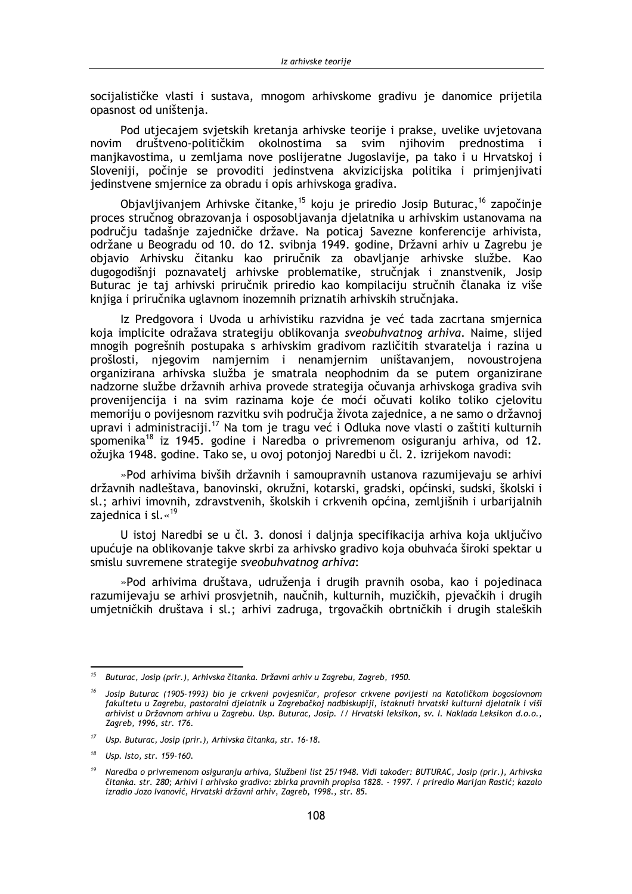socijalističke vlasti i sustava, mnogom arhivskome gradivu je danomice prijetila opasnost od uništenja.

Pod utjecajem svjetskih kretanja arhivske teorije i prakse, uvelike uvjetovana novim društveno-političkim okolnostima sa svim njihovim prednostima i manjkavostima, u zemljama nove poslijeratne Jugoslavije, pa tako i u Hrvatskoj i Sloveniji, počinje se provoditi jedinstvena akvizicijska politika i primjenjivati jedinstvene smjernice za obradu i opis arhivskoga gradiva.

Objavljivanjem Arhivske čitanke,[15] koju je priredio Josip Buturac,[16] započinje proces stručnog obrazovanja i osposobljavanja djelatnika u arhivskim ustanovama na području tadašnje zajedničke države. Na poticaj Savezne konferencije arhivista, održane u Beogradu od 10. do 12. svibnja 1949. godine, Državni arhiv u Zagrebu je objavio Arhivsku čitanku kao priručnik za obavljanje arhivske službe. Kao dugogodišnji poznavatelj arhivske problematike, stručnjak i znanstvenik, Josip Buturac je taj arhivski priručnik priredio kao kompilaciju stručnih članaka iz više knjiga i priručnika uglavnom inozemnih priznatih arhivskih stručnjaka.

Iz Predgovora i Uvoda u arhivistiku razvidna je već tada zacrtana smjernica koja implicite odražava strategiju oblikovanja *sveobuhvatnog arhiva*. Naime, slijed mnogih pogrešnih postupaka s arhivskim gradivom različitih stvaratelja i razina u prošlosti, njegovim namjernim i nenamjernim uništavanjem, novoustrojena organizirana arhivska služba je smatrala neophodnim da se putem organizirane nadzorne službe državnih arhiva provede strategija očuvanja arhivskoga gradiva svih provenijencija i na svim razinama koje će moći očuvati koliko toliko cjelovitu memoriju o povijesnom razvitku svih područja života zajednice, a ne samo o državnoj upravi i administraciji.[17] Na tom je tragu već i Odluka nove vlasti o zaštiti kulturnih spomenika[18] iz 1945. godine i Naredba o privremenom osiguranju arhiva, od 12. ožujka 1948. godine. Tako se, u ovoj potonjoj Naredbi u čl. 2. izrijekom navodi:

»Pod arhivima bivših državnih i samoupravnih ustanova razumijevaju se arhivi državnih nadleštava, banovinski, okružni, kotarski, gradski, općinski, sudski, školski i sl.; arhivi imovnih, zdravstvenih, školskih i crkvenih općina, zemljišnih i urbarijalnih zajednica i sl.«[19]

U istoj Naredbi se u čl. 3. donosi i daljnja specifikacija arhiva koja uključivo upućuje na oblikovanje takve skrbi za arhivsko gradivo koja obuhvaća široki spektar u smislu suvremene strategije *sveobuhvatnog arhiva*:

»Pod arhivima društava, udruženja i drugih pravnih osoba, kao i pojedinaca razumijevaju se arhivi prosvjetnih, naučnih, kulturnih, muzičkih, pjevačkih i drugih umjetničkih društava i sl.; arhivi zadruga, trgovačkih obrtničkih i drugih staleških

---

[15] *Buturac, Josip (prir.), Arhivska čitanka. Državni arhiv u Zagrebu, Zagreb, 1950.*

[16] *Josip Buturac (1905-1993) bio je crkveni povjesničar, profesor crkvene povijesti na Katoličkom bogoslovnom fakultetu u Zagrebu, pastoralni djelatnik u Zagrebačkoj nadbiskupiji, istaknuti hrvatski kulturni djelatnik i viši arhivist u Državnom arhivu u Zagrebu. Usp. Buturac, Josip. // Hrvatski leksikon, sv. I. Naklada Leksikon d.o.o., Zagreb, 1996, str. 176.*

[17] *Usp. Buturac, Josip (prir.), Arhivska čitanka, str. 16-18.*

[18] *Usp. Isto, str. 159-160.*

[19] *Naredba o privremenom osiguranju arhiva, Službeni list 25/1948. Vidi također: BUTURAC, Josip (prir.), Arhivska čitanka. str. 280; Arhivi i arhivsko gradivo: zbirka pravnih propisa 1828. - 1997. / priredio Marijan Rastić; kazalo izradio Jozo Ivanović, Hrvatski državni arhiv, Zagreb, 1998., str. 85.*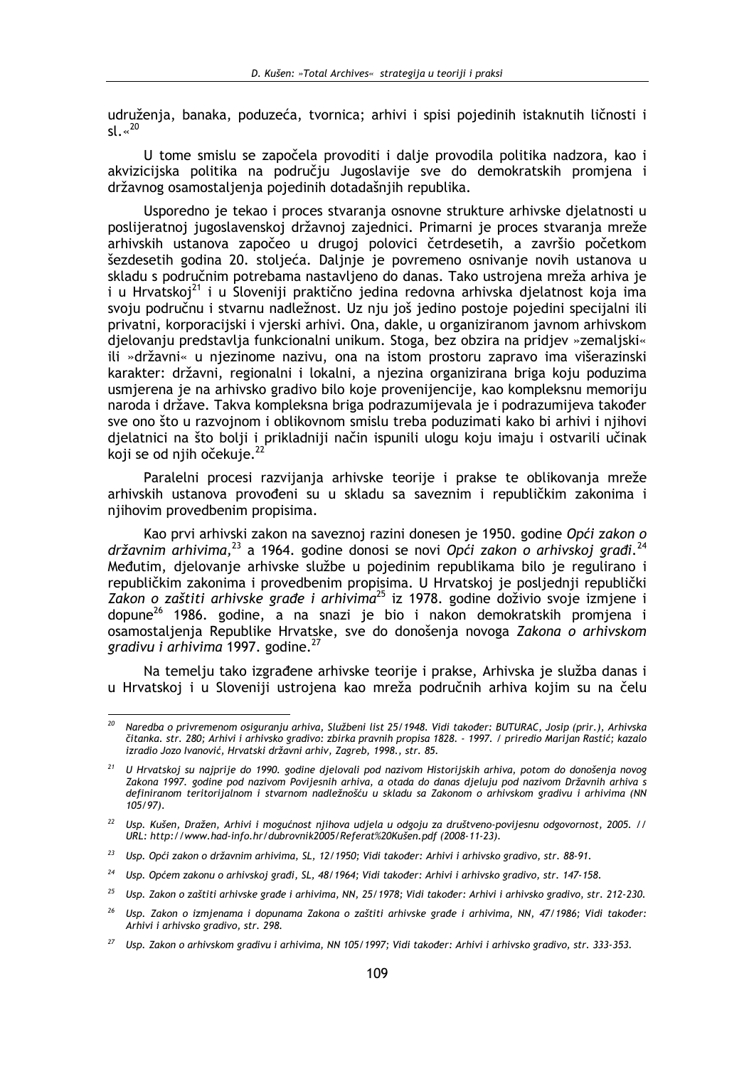udruženja, banaka, poduzeća, tvornica; arhivi i spisi pojedinih istaknutih ličnosti i sl.«[20]

U tome smislu se započela provoditi i dalje provodila politika nadzora, kao i akvizicijska politika na području Jugoslavije sve do demokratskih promjena i državnog osamostaljenja pojedinih dotadašnjih republika.

Usporedno je tekao i proces stvaranja osnovne strukture arhivske djelatnosti u poslijeratnoj jugoslavenskoj državnoj zajednici. Primarni je proces stvaranja mreže arhivskih ustanova započeo u drugoj polovici četrdesetih, a završio početkom šezdesetih godina 20. stoljeća. Daljnje je povremeno osnivanje novih ustanova u skladu s područnim potrebama nastavljeno do danas. Tako ustrojena mreža arhiva je i u Hrvatskoj[21] i u Sloveniji praktično jedina redovna arhivska djelatnost koja ima svoju područnu i stvarnu nadležnost. Uz nju još jedino postoje pojedini specijalni ili privatni, korporacijski i vjerski arhivi. Ona, dakle, u organiziranom javnom arhivskom djelovanju predstavlja funkcionalni unikum. Stoga, bez obzira na pridjev »zemaljski« ili »državni« u njezinome nazivu, ona na istom prostoru zapravo ima višerazinski karakter: državni, regionalni i lokalni, a njezina organizirana briga koju poduzima usmjerena je na arhivsko gradivo bilo koje provenijencije, kao kompleksnu memoriju naroda i države. Takva kompleksna briga podrazumijevala je i podrazumijeva također sve ono što u razvojnom i oblikovnom smislu treba poduzimati kako bi arhivi i njihovi djelatnici na što bolji i prikladniji način ispunili ulogu koju imaju i ostvarili učinak koji se od njih očekuje.[22]

Paralelni procesi razvijanja arhivske teorije i prakse te oblikovanja mreže arhivskih ustanova provođeni su u skladu sa saveznim i republičkim zakonima i njihovim provedbenim propisima.

Kao prvi arhivski zakon na saveznoj razini donesen je 1950. godine *Opći zakon o državnim arhivima*,[23] a 1964. godine donosi se novi *Opći zakon o arhivskoj građi*.[24] Međutim, djelovanje arhivske službe u pojedinim republikama bilo je regulirano i republičkim zakonima i provedbenim propisima. U Hrvatskoj je posljednji republički *Zakon o zaštiti arhivske građe i arhivima*[25] iz 1978. godine doživio svoje izmjene i dopune[26] 1986. godine, a na snazi je bio i nakon demokratskih promjena i osamostaljenja Republike Hrvatske, sve do donošenja novoga *Zakona o arhivskom gradivu i arhivima* 1997. godine.[27]

Na temelju tako izgrađene arhivske teorije i prakse, Arhivska je služba danas i u Hrvatskoj i u Sloveniji ustrojena kao mreža područnih arhiva kojim su na čelu

---

[20] *Naredba o privremenom osiguranju arhiva, Službeni list 25/1948. Vidi također: BUTURAC, Josip (prir.), Arhivska čitanka. str. 280; Arhivi i arhivsko gradivo: zbirka pravnih propisa 1828. - 1997. / priredio Marijan Rastić; kazalo izradio Jozo Ivanović, Hrvatski državni arhiv, Zagreb, 1998., str. 85.*

[21] *U Hrvatskoj su najprije do 1990. godine djelovali pod nazivom Historijskih arhiva, potom do donošenja novog Zakona 1997. godine pod nazivom Povijesnih arhiva, a otada do danas djeluju pod nazivom Državnih arhiva s definiranom teritorijalnom i stvarnom nadležnošću u skladu sa Zakonom o arhivskom gradivu i arhivima (NN 105/97).*

[22] *Usp. Kušen, Dražen, Arhivi i mogućnost njihova udjela u odgoju za društveno-povijesnu odgovornost, 2005. // URL: http://www.had-info.hr/dubrovnik2005/Referat%20Kušen.pdf (2008-11-23).*

[23] *Usp. Opći zakon o državnim arhivima, SL, 12/1950; Vidi također: Arhivi i arhivsko gradivo, str. 88-91.*

[24] *Usp. Općem zakonu o arhivskoj građi, SL, 48/1964; Vidi također: Arhivi i arhivsko gradivo, str. 147-158.*

[25] *Usp. Zakon o zaštiti arhivske građe i arhivima, NN, 25/1978; Vidi također: Arhivi i arhivsko gradivo, str. 212-230.*

[26] *Usp. Zakon o izmjenama i dopunama Zakona o zaštiti arhivske građe i arhivima, NN, 47/1986; Vidi također: Arhivi i arhivsko gradivo, str. 298.*

[27] *Usp. Zakon o arhivskom gradivu i arhivima, NN 105/1997; Vidi također: Arhivi i arhivsko gradivo, str. 333-353.*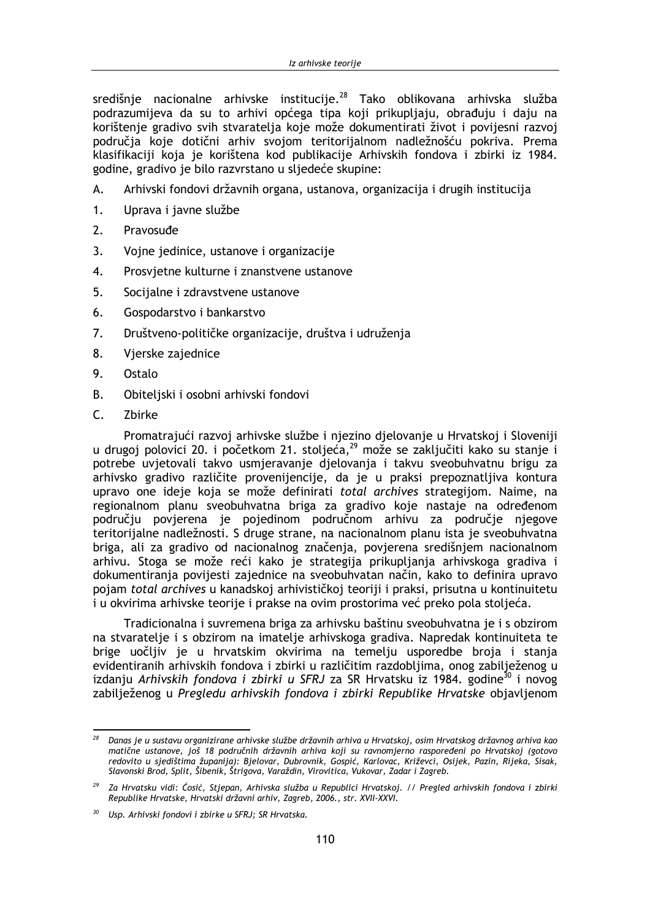središnje nacionalne arhivske institucije.[28] Tako oblikovana arhivska služba podrazumijeva da su to arhivi općega tipa koji prikupljaju, obrađuju i daju na korištenje gradivo svih stvaratelja koje može dokumentirati život i povijesni razvoj područja koje dotični arhiv svojom teritorijalnom nadležnošću pokriva. Prema klasifikaciji koja je korištena kod publikacije Arhivskih fondova i zbirki iz 1984. godine, gradivo je bilo razvrstano u sljedeće skupine:

A. Arhivski fondovi državnih organa, ustanova, organizacija i drugih institucija

1. Uprava i javne službe
2. Pravosuđe
3. Vojne jedinice, ustanove i organizacije
4. Prosvjetne kulturne i znanstvene ustanove
5. Socijalne i zdravstvene ustanove
6. Gospodarstvo i bankarstvo
7. Društveno-političke organizacije, društva i udruženja
8. Vjerske zajednice
9. Ostalo

B. Obiteljski i osobni arhivski fondovi

C. Zbirke

Promatrajući razvoj arhivske službe i njezino djelovanje u Hrvatskoj i Sloveniji u drugoj polovici 20. i početkom 21. stoljeća,[29] može se zaključiti kako su stanje i potrebe uvjetovali takvo usmjeravanje djelovanja i takvu sveobuhvatnu brigu za arhivsko gradivo različite provenijencije, da je u praksi prepoznatljiva kontura upravo one ideje koja se može definirati *total archives* strategijom. Naime, na regionalnom planu sveobuhvatna briga za gradivo koje nastaje na određenom području povjerena je pojedinom područnom arhivu za područje njegove teritorijalne nadležnosti. S druge strane, na nacionalnom planu ista je sveobuhvatna briga, ali za gradivo od nacionalnog značenja, povjerena središnjem nacionalnom arhivu. Stoga se može reći kako je strategija prikupljanja arhivskoga gradiva i dokumentiranja povijesti zajednice na sveobuhvatan način, kako to definira upravo pojam *total archives* u kanadskoj arhivističkoj teoriji i praksi, prisutna u kontinuitetu i u okvirima arhivske teorije i prakse na ovim prostorima već preko pola stoljeća.

Tradicionalna i suvremena briga za arhivsku baštinu sveobuhvatna je i s obzirom na stvaratelje i s obzirom na imatelje arhivskoga gradiva. Napredak kontinuiteta te brige uočljiv je u hrvatskim okvirima na temelju usporedbe broja i stanja evidentiranih arhivskih fondova i zbirki u različitim razdobljima, onog zabilježenog u izdanju *Arhivskih fondova i zbirki u SFRJ* za SR Hrvatsku iz 1984. godine[30] i novog zabilježenog u *Pregledu arhivskih fondova i zbirki Republike Hrvatske* objavljenom

---

[28] *Danas je u sustavu organizirane arhivske službe državnih arhiva u Hrvatskoj, osim Hrvatskog državnog arhiva kao matične ustanove, još 18 područnih državnih arhiva koji su ravnomjerno raspoređeni po Hrvatskoj (gotovo redovito u sjedištima županija): Bjelovar, Dubrovnik, Gospić, Karlovac, Križevci, Osijek, Pazin, Rijeka, Sisak, Slavonski Brod, Split, Šibenik, Štrigova, Varaždin, Virovitica, Vukovar, Zadar i Zagreb.*

[29] *Za Hrvatsku vidi: Ćosić, Stjepan, Arhivska služba u Republici Hrvatskoj. // Pregled arhivskih fondova i zbirki Republike Hrvatske, Hrvatski državni arhiv, Zagreb, 2006., str. XVII-XXVI.*

[30] *Usp. Arhivski fondovi i zbirke u SFRJ; SR Hrvatska.*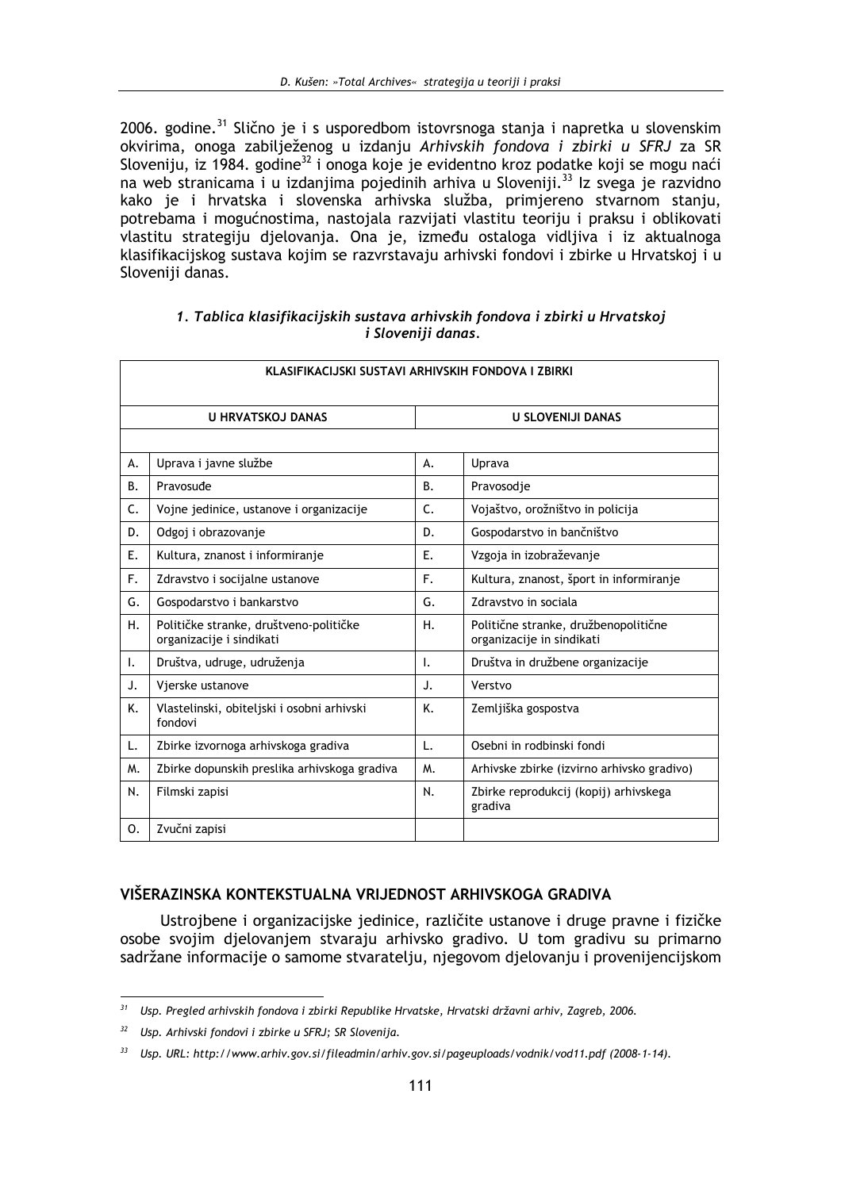2006. godine.[31] Slično je i s usporedbom istovrsnoga stanja i napretka u slovenskim okvirima, onoga zabilježenog u izdanju *Arhivskih fondova i zbirki u SFRJ* za SR Sloveniju, iz 1984. godine[32] i onoga koje je evidentno kroz podatke koji se mogu naći na web stranicama i u izdanjima pojedinih arhiva u Sloveniji.[33] Iz svega je razvidno kako je i hrvatska i slovenska arhivska služba, primjereno stvarnom stanju, potrebama i mogućnostima, nastojala razvijati vlastitu teoriju i praksu i oblikovati vlastitu strategiju djelovanja. Ona je, između ostaloga vidljiva i iz aktualnoga klasifikacijskog sustava kojim se razvrstavaju arhivski fondovi i zbirke u Hrvatskoj i u Sloveniji danas.

*1. Tablica klasifikacijskih sustava arhivskih fondova i zbirki u Hrvatskoj i Sloveniji danas.*

| KLASIFIKACIJSKI SUSTAVI ARHIVSKIH FONDOVA I ZBIRKI | | | |
|---|---|---|---|
| U HRVATSKOJ DANAS | | U SLOVENIJI DANAS | |
| | | | |
| A. | Uprava i javne službe | A. | Uprava |
| B. | Pravosuđe | B. | Pravosodje |
| C. | Vojne jedinice, ustanove i organizacije | C. | Vojaštvo, orožništvo in policija |
| D. | Odgoj i obrazovanje | D. | Gospodarstvo in bančništvo |
| E. | Kultura, znanost i informiranje | E. | Vzgoja in izobraževanje |
| F. | Zdravstvo i socijalne ustanove | F. | Kultura, znanost, šport in informiranje |
| G. | Gospodarstvo i bankarstvo | G. | Zdravstvo in sociala |
| H. | Političke stranke, društveno-političke organizacije i sindikati | H. | Politične stranke, družbenopolitične organizacije in sindikati |
| I. | Društva, udruge, udruženja | I. | Društva in družbene organizacije |
| J. | Vjerske ustanove | J. | Verstvo |
| K. | Vlastelinski, obiteljski i osobni arhivski fondovi | K. | Zemljiška gospostva |
| L. | Zbirke izvornoga arhivskoga gradiva | L. | Osebni in rodbinski fondi |
| M. | Zbirke dopunskih preslika arhivskoga gradiva | M. | Arhivske zbirke (izvirno arhivsko gradivo) |
| N. | Filmski zapisi | N. | Zbirke reprodukcij (kopij) arhivskega gradiva |
| O. | Zvučni zapisi | | |

## VIŠERAZINSKA KONTEKSTUALNA VRIJEDNOST ARHIVSKOGA GRADIVA

Ustrojbene i organizacijske jedinice, različite ustanove i druge pravne i fizičke osobe svojim djelovanjem stvaraju arhivsko gradivo. U tom gradivu su primarno sadržane informacije o samome stvaratelju, njegovom djelovanju i provenijencijskom

---

[31] *Usp. Pregled arhivskih fondova i zbirki Republike Hrvatske, Hrvatski državni arhiv, Zagreb, 2006.*

[32] *Usp. Arhivski fondovi i zbirke u SFRJ; SR Slovenija.*

[33] *Usp. URL: http://www.arhiv.gov.si/fileadmin/arhiv.gov.si/pageuploads/vodnik/vod11.pdf (2008-1-14).*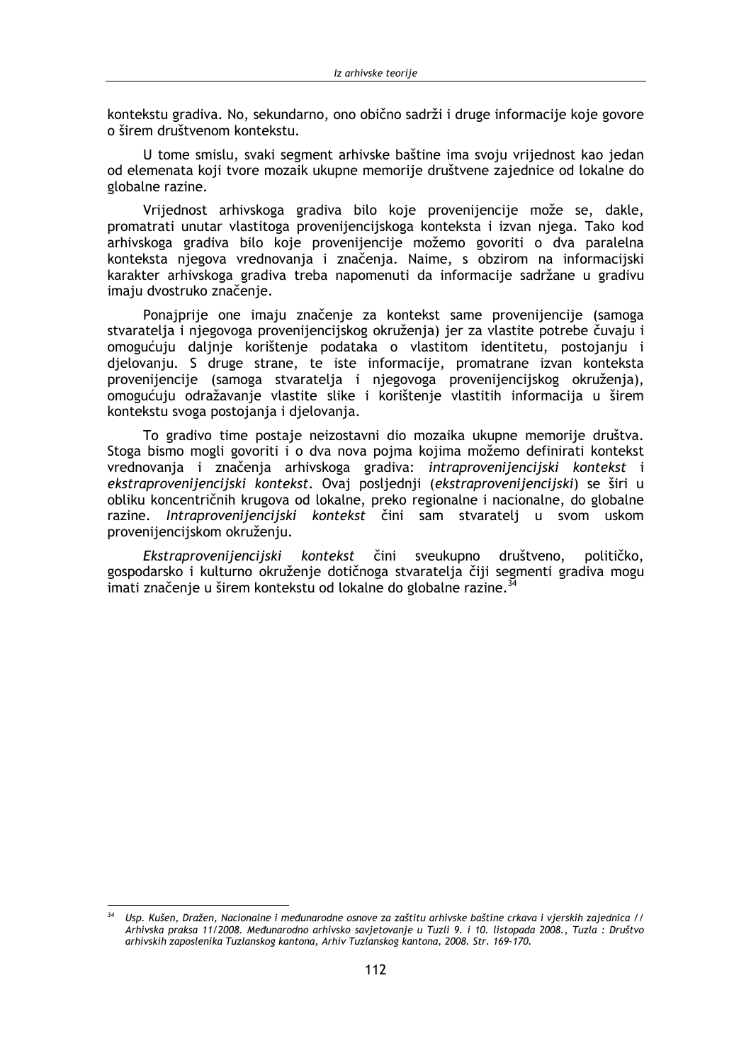kontekstu gradiva. No, sekundarno, ono obično sadrži i druge informacije koje govore o širem društvenom kontekstu.

U tome smislu, svaki segment arhivske baštine ima svoju vrijednost kao jedan od elemenata koji tvore mozaik ukupne memorije društvene zajednice od lokalne do globalne razine.

Vrijednost arhivskoga gradiva bilo koje provenijencije može se, dakle, promatrati unutar vlastitoga provenijencijskoga konteksta i izvan njega. Tako kod arhivskoga gradiva bilo koje provenijencije možemo govoriti o dva paralelna konteksta njegova vrednovanja i značenja. Naime, s obzirom na informacijski karakter arhivskoga gradiva treba napomenuti da informacije sadržane u gradivu imaju dvostruko značenje.

Ponajprije one imaju značenje za kontekst same provenijencije (samoga stvaratelja i njegovoga provenijencijskog okruženja) jer za vlastite potrebe čuvaju i omogućuju daljnje korištenje podataka o vlastitom identitetu, postojanju i djelovanju. S druge strane, te iste informacije, promatrane izvan konteksta provenijencije (samoga stvaratelja i njegovoga provenijencijskog okruženja), omogućuju odražavanje vlastite slike i korištenje vlastitih informacija u širem kontekstu svoga postojanja i djelovanja.

To gradivo time postaje neizostavni dio mozaika ukupne memorije društva. Stoga bismo mogli govoriti i o dva nova pojma kojima možemo definirati kontekst vrednovanja i značenja arhivskoga gradiva: *intraprovenijencijski kontekst* i *ekstraprovenijencijski kontekst*. Ovaj posljednji (*ekstraprovenijencijski*) se širi u obliku koncentričnih krugova od lokalne, preko regionalne i nacionalne, do globalne razine. *Intraprovenijencijski kontekst* čini sam stvaratelj u svom uskom provenijencijskom okruženju.

*Ekstraprovenijencijski kontekst* čini sveukupno društveno, političko, gospodarsko i kulturno okruženje dotičnoga stvaratelja čiji segmenti gradiva mogu imati značenje u širem kontekstu od lokalne do globalne razine.[34]

---

[34] *Usp. Kušen, Dražen, Nacionalne i međunarodne osnove za zaštitu arhivske baštine crkava i vjerskih zajednica // Arhivska praksa 11/2008. Međunarodno arhivsko savjetovanje u Tuzli 9. i 10. listopada 2008., Tuzla : Društvo arhivskih zaposlenika Tuzlanskog kantona, Arhiv Tuzlanskog kantona, 2008. Str. 169-170.*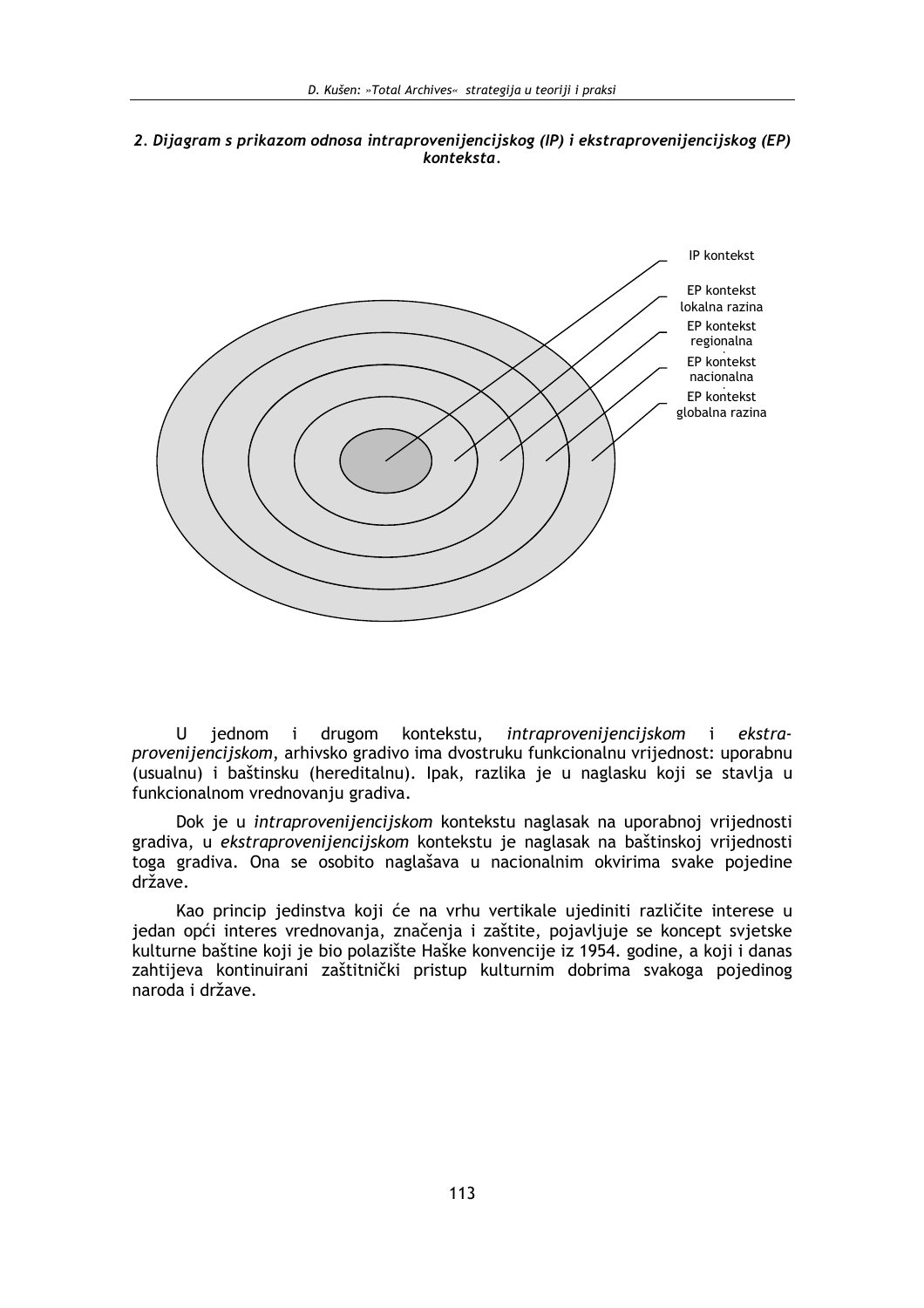*2. Dijagram s prikazom odnosa intraprovenijencijskog (IP) i ekstraprovenijencijskog (EP) konteksta.*

IP kontekst

EP kontekst lokalna razina

EP kontekst regionalna

EP kontekst nacionalna

EP kontekst globalna razina

U jednom i drugom kontekstu, *intraprovenijencijskom* i *ekstraprovenijencijskom*, arhivsko gradivo ima dvostruku funkcionalnu vrijednost: uporabnu (usualnu) i baštinsku (hereditalnu). Ipak, razlika je u naglasku koji se stavlja u funkcionalnom vrednovanju gradiva.

Dok je u *intraprovenijencijskom* kontekstu naglasak na uporabnoj vrijednosti gradiva, u *ekstraprovenijencijskom* kontekstu je naglasak na baštinskoj vrijednosti toga gradiva. Ona se osobito naglašava u nacionalnim okvirima svake pojedine države.

Kao princip jedinstva koji će na vrhu vertikale ujediniti različite interese u jedan opći interes vrednovanja, značenja i zaštite, pojavljuje se koncept svjetske kulturne baštine koji je bio polazište Haške konvencije iz 1954. godine, a koji i danas zahtijeva kontinuirani zaštitnički pristup kulturnim dobrima svakoga pojedinog naroda i države.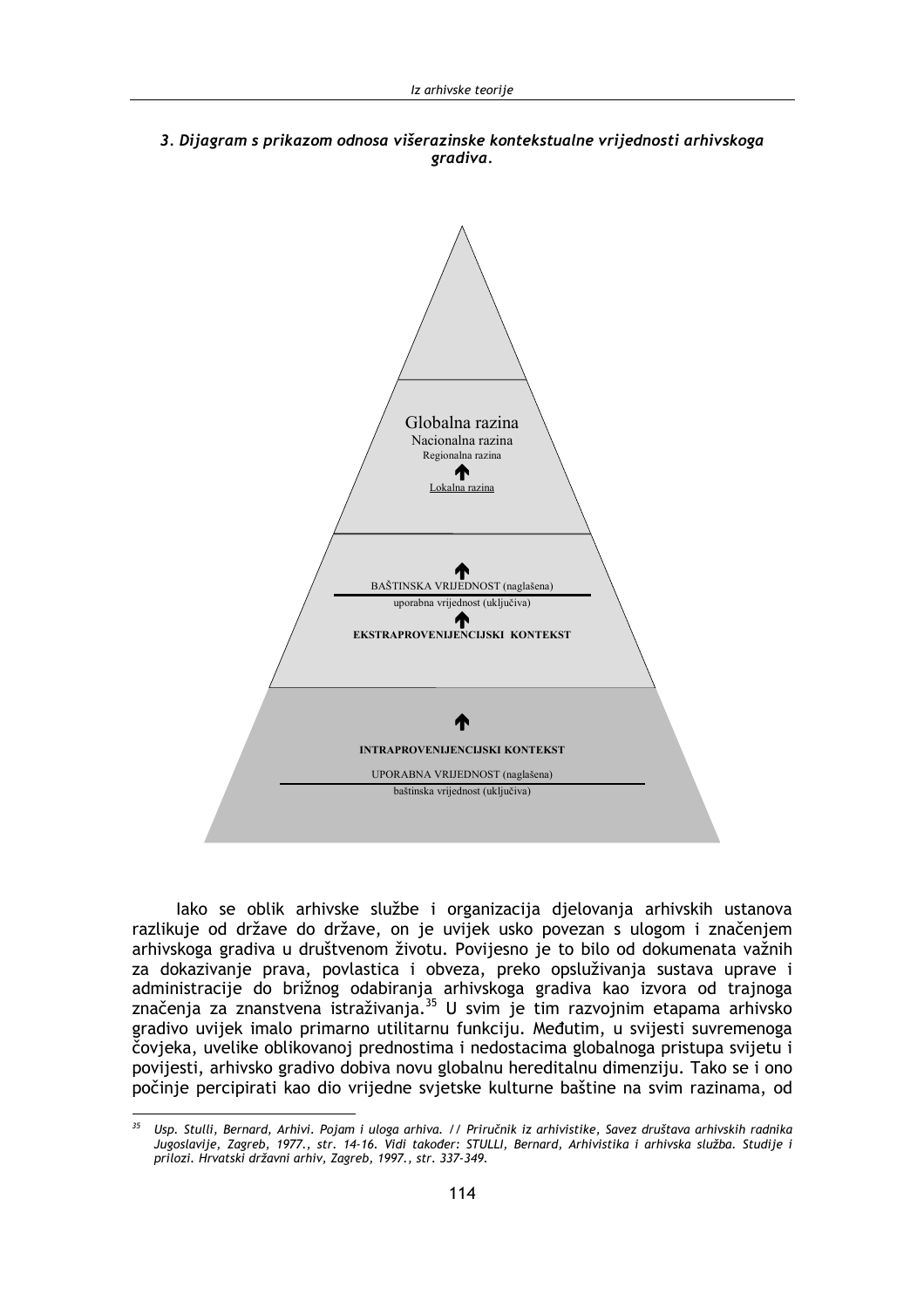*3. Dijagram s prikazom odnosa višerazinske kontekstualne vrijednosti arhivskoga gradiva.*

Globalna razina
Nacionalna razina
Regionalna razina
↑
Lokalna razina

↑
BAŠTINSKA VRIJEDNOST (naglašena)
uporabna vrijednost (uključiva)
↑
**EKSTRAPROVENIJENCIJSKI KONTEKST**

↑
**INTRAPROVENIJENCIJSKI KONTEKST**
UPORABNA VRIJEDNOST (naglašena)
baštinska vrijednost (uključiva)

Iako se oblik arhivske službe i organizacija djelovanja arhivskih ustanova razlikuje od države do države, on je uvijek usko povezan s ulogom i značenjem arhivskoga gradiva u društvenom životu. Povijesno je to bilo od dokumenata važnih za dokazivanje prava, povlastica i obveza, preko opsluživanja sustava uprave i administracije do brižnog odabiranja arhivskoga gradiva kao izvora od trajnoga značenja za znanstvena istraživanja.[35] U svim je tim razvojnim etapama arhivsko gradivo uvijek imalo primarno utilitarnu funkciju. Međutim, u svijesti suvremenoga čovjeka, uvelike oblikovanoj prednostima i nedostacima globalnoga pristupa svijetu i povijesti, arhivsko gradivo dobiva novu globalnu hereditalnu dimenziju. Tako se i ono počinje percipirati kao dio vrijedne svjetske kulturne baštine na svim razinama, od

[35] *Usp. Stulli, Bernard, Arhivi. Pojam i uloga arhiva. // Priručnik iz arhivistike, Savez društava arhivskih radnika Jugoslavije, Zagreb, 1977., str. 14-16. Vidi također: STULLI, Bernard, Arhivistika i arhivska služba. Studije i prilozi. Hrvatski državni arhiv, Zagreb, 1997., str. 337-349.*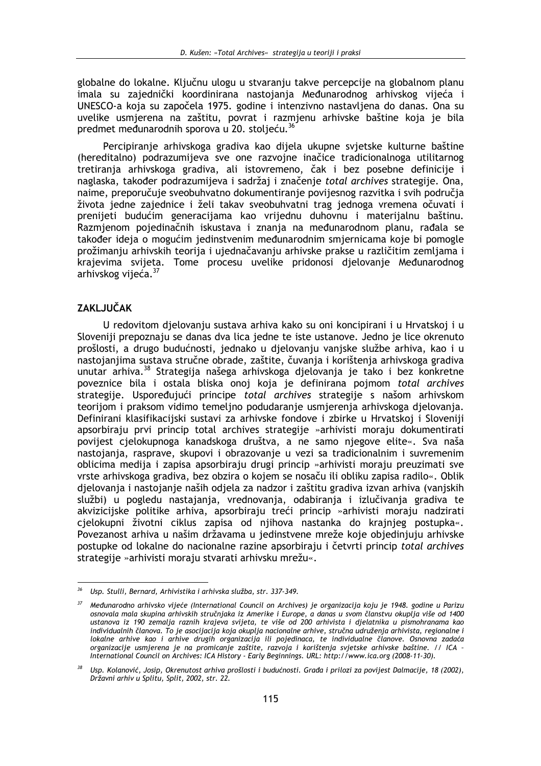globalne do lokalne. Ključnu ulogu u stvaranju takve percepcije na globalnom planu imala su zajednički koordinirana nastojanja Međunarodnog arhivskog vijeća i UNESCO-a koja su započela 1975. godine i intenzivno nastavljena do danas. Ona su uvelike usmjerena na zaštitu, povrat i razmjenu arhivske baštine koja je bila predmet međunarodnih sporova u 20. stoljeću.[36]

Percipiranje arhivskoga gradiva kao dijela ukupne svjetske kulturne baštine (hereditalno) podrazumijeva sve one razvojne inačice tradicionalnoga utilitarnog tretiranja arhivskoga gradiva, ali istovremeno, čak i bez posebne definicije i naglaska, također podrazumijeva i sadržaj i značenje *total archives* strategije. Ona, naime, preporučuje sveobuhvatno dokumentiranje povijesnog razvitka i svih područja života jedne zajednice i želi takav sveobuhvatni trag jednoga vremena očuvati i prenijeti budućim generacijama kao vrijednu duhovnu i materijalnu baštinu. Razmjenom pojedinačnih iskustava i znanja na međunarodnom planu, rađala se također ideja o mogućim jedinstvenim međunarodnim smjernicama koje bi pomogle prožimanju arhivskih teorija i ujednačavanju arhivske prakse u različitim zemljama i krajevima svijeta. Tome procesu uvelike pridonosi djelovanje Međunarodnog arhivskog vijeća.[37]

## ZAKLJUČAK

U redovitom djelovanju sustava arhiva kako su oni koncipirani i u Hrvatskoj i u Sloveniji prepoznaju se danas dva lica jedne te iste ustanove. Jedno je lice okrenuto prošlosti, a drugo budućnosti, jednako u djelovanju vanjske službe arhiva, kao i u nastojanjima sustava stručne obrade, zaštite, čuvanja i korištenja arhivskoga gradiva unutar arhiva.[38] Strategija našega arhivskoga djelovanja je tako i bez konkretne poveznice bila i ostala bliska onoj koja je definirana pojmom *total archives* strategije. Uspoređujući principe *total archives* strategije s našom arhivskom teorijom i praksom vidimo temeljno podudaranje usmjerenja arhivskoga djelovanja. Definirani klasifikacijski sustavi za arhivske fondove i zbirke u Hrvatskoj i Sloveniji apsorbiraju prvi princip total archives strategije »arhivisti moraju dokumentirati povijest cjelokupnoga kanadskoga društva, a ne samo njegove elite«. Sva naša nastojanja, rasprave, skupovi i obrazovanje u vezi sa tradicionalnim i suvremenim oblicima medija i zapisa apsorbiraju drugi princip »arhivisti moraju preuzimati sve vrste arhivskoga gradiva, bez obzira o kojem se nosaču ili obliku zapisa radilo«. Oblik djelovanja i nastojanje naših odjela za nadzor i zaštitu gradiva izvan arhiva (vanjskih službi) u pogledu nastajanja, vrednovanja, odabiranja i izlučivanja gradiva te akvizicijske politike arhiva, apsorbiraju treći princip »arhivisti moraju nadzirati cjelokupni životni ciklus zapisa od njihova nastanka do krajnjeg postupka«. Povezanost arhiva u našim državama u jedinstvene mreže koje objedinjuju arhivske postupke od lokalne do nacionalne razine apsorbiraju i četvrti princip *total archives* strategije »arhivisti moraju stvarati arhivsku mrežu«.

---

[36] *Usp. Stulli, Bernard, Arhivistika i arhivska služba, str. 337-349.*

[37] *Međunarodno arhivsko vijeće (International Council on Archives) je organizacija koju je 1948. godine u Parizu osnovala mala skupina arhivskih stručnjaka iz Amerike i Europe, a danas u svom članstvu okuplja više od 1400 ustanova iz 190 zemalja raznih krajeva svijeta, te više od 200 arhivista i djelatnika u pismohranama kao individualnih članova. To je asocijacija koja okuplja nacionalne arhive, stručna udruženja arhivista, regionalne i lokalne arhive kao i arhive drugih organizacija ili pojedinaca, te individualne članove. Osnovna zadaća organizacije usmjerena je na promicanje zaštite, razvoja i korištenja svjetske arhivske baštine. // ICA – International Council on Archives: ICA History - Early Beginnings. URL: http://www.ica.org (2008-11-30).*

[38] *Usp. Kolanović, Josip, Okrenutost arhiva prošlosti i budućnosti. Građa i prilozi za povijest Dalmacije, 18 (2002), Državni arhiv u Splitu, Split, 2002, str. 22.*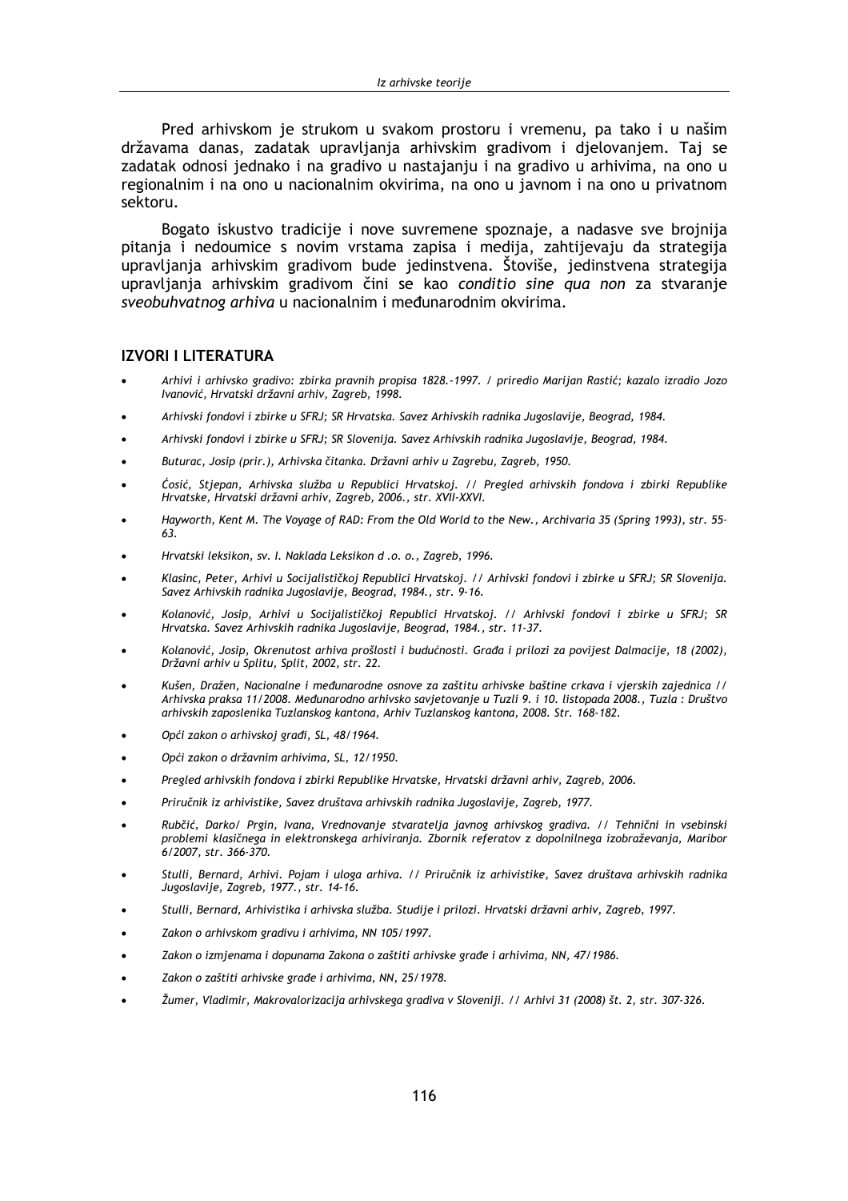Pred arhivskom je strukom u svakom prostoru i vremenu, pa tako i u našim državama danas, zadatak upravljanja arhivskim gradivom i djelovanjem. Taj se zadatak odnosi jednako i na gradivo u nastajanju i na gradivo u arhivima, na ono u regionalnim i na ono u nacionalnim okvirima, na ono u javnom i na ono u privatnom sektoru.

Bogato iskustvo tradicije i nove suvremene spoznaje, a nadasve sve brojnija pitanja i nedoumice s novim vrstama zapisa i medija, zahtijevaju da strategija upravljanja arhivskim gradivom bude jedinstvena. Štoviše, jedinstvena strategija upravljanja arhivskim gradivom čini se kao *conditio sine qua non* za stvaranje *sveobuhvatnog arhiva* u nacionalnim i međunarodnim okvirima.

## IZVORI I LITERATURA

- *Arhivi i arhivsko gradivo: zbirka pravnih propisa 1828.-1997. / priredio Marijan Rastić; kazalo izradio Jozo Ivanović, Hrvatski državni arhiv, Zagreb, 1998.*
- *Arhivski fondovi i zbirke u SFRJ; SR Hrvatska. Savez Arhivskih radnika Jugoslavije, Beograd, 1984.*
- *Arhivski fondovi i zbirke u SFRJ; SR Slovenija. Savez Arhivskih radnika Jugoslavije, Beograd, 1984.*
- *Buturac, Josip (prir.), Arhivska čitanka. Državni arhiv u Zagrebu, Zagreb, 1950.*
- *Ćosić, Stjepan, Arhivska služba u Republici Hrvatskoj. // Pregled arhivskih fondova i zbirki Republike Hrvatske, Hrvatski državni arhiv, Zagreb, 2006., str. XVII-XXVI.*
- *Hayworth, Kent M. The Voyage of RAD: From the Old World to the New., Archivaria 35 (Spring 1993), str. 55-63.*
- *Hrvatski leksikon, sv. I. Naklada Leksikon d .o. o., Zagreb, 1996.*
- *Klasinc, Peter, Arhivi u Socijalističkoj Republici Hrvatskoj. // Arhivski fondovi i zbirke u SFRJ; SR Slovenija. Savez Arhivskih radnika Jugoslavije, Beograd, 1984., str. 9-16.*
- *Kolanović, Josip, Arhivi u Socijalističkoj Republici Hrvatskoj. // Arhivski fondovi i zbirke u SFRJ; SR Hrvatska. Savez Arhivskih radnika Jugoslavije, Beograd, 1984., str. 11-37.*
- *Kolanović, Josip, Okrenutost arhiva prošlosti i budućnosti. Građa i prilozi za povijest Dalmacije, 18 (2002), Državni arhiv u Splitu, Split, 2002, str. 22.*
- *Kušen, Dražen, Nacionalne i međunarodne osnove za zaštitu arhivske baštine crkava i vjerskih zajednica // Arhivska praksa 11/2008. Međunarodno arhivsko savjetovanje u Tuzli 9. i 10. listopada 2008., Tuzla : Društvo arhivskih zaposlenika Tuzlanskog kantona, Arhiv Tuzlanskog kantona, 2008. Str. 168-182.*
- *Opći zakon o arhivskoj građi, SL, 48/1964.*
- *Opći zakon o državnim arhivima, SL, 12/1950.*
- *Pregled arhivskih fondova i zbirki Republike Hrvatske, Hrvatski državni arhiv, Zagreb, 2006.*
- *Priručnik iz arhivistike, Savez društava arhivskih radnika Jugoslavije, Zagreb, 1977.*
- *Rubčić, Darko/ Prgin, Ivana, Vrednovanje stvaratelja javnog arhivskog gradiva. // Tehnični in vsebinski problemi klasičnega in elektronskega arhiviranja. Zbornik referatov z dopolnilnega izobraževanja, Maribor 6/2007, str. 366-370.*
- *Stulli, Bernard, Arhivi. Pojam i uloga arhiva. // Priručnik iz arhivistike, Savez društava arhivskih radnika Jugoslavije, Zagreb, 1977., str. 14-16.*
- *Stulli, Bernard, Arhivistika i arhivska služba. Studije i prilozi. Hrvatski državni arhiv, Zagreb, 1997.*
- *Zakon o arhivskom gradivu i arhivima, NN 105/1997.*
- *Zakon o izmjenama i dopunama Zakona o zaštiti arhivske građe i arhivima, NN, 47/1986.*
- *Zakon o zaštiti arhivske građe i arhivima, NN, 25/1978.*
- *Žumer, Vladimir, Makrovalorizacija arhivskega gradiva v Sloveniji. // Arhivi 31 (2008) št. 2, str. 307-326.*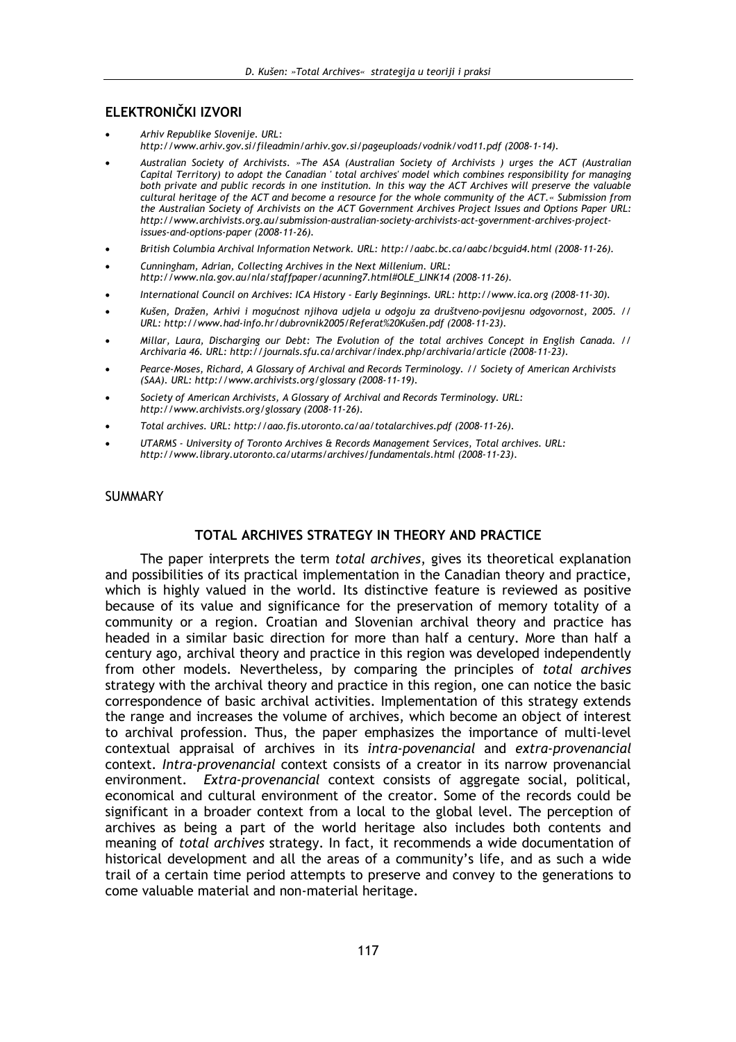## ELEKTRONIČKI IZVORI

- *Arhiv Republike Slovenije. URL: http://www.arhiv.gov.si/fileadmin/arhiv.gov.si/pageuploads/vodnik/vod11.pdf (2008-1-14).*
- *Australian Society of Archivists. »The ASA (Australian Society of Archivists ) urges the ACT (Australian Capital Territory) to adopt the Canadian ' total archives' model which combines responsibility for managing both private and public records in one institution. In this way the ACT Archives will preserve the valuable cultural heritage of the ACT and become a resource for the whole community of the ACT.« Submission from the Australian Society of Archivists on the ACT Government Archives Project Issues and Options Paper URL: http://www.archivists.org.au/submission-australian-society-archivists-act-government-archives-project-issues-and-options-paper (2008-11-26).*
- *British Columbia Archival Information Network. URL: http://aabc.bc.ca/aabc/bcguid4.html (2008-11-26).*
- *Cunningham, Adrian, Collecting Archives in the Next Millenium. URL: http://www.nla.gov.au/nla/staffpaper/acunning7.html#OLE_LINK14 (2008-11-26).*
- *International Council on Archives: ICA History - Early Beginnings. URL: http://www.ica.org (2008-11-30).*
- *Kušen, Dražen, Arhivi i mogućnost njihova udjela u odgoju za društveno-povijesnu odgovornost, 2005. // URL: http://www.had-info.hr/dubrovnik2005/Referat%20Kušen.pdf (2008-11-23).*
- *Millar, Laura, Discharging our Debt: The Evolution of the total archives Concept in English Canada. // Archivaria 46. URL: http://journals.sfu.ca/archivar/index.php/archivaria/article (2008-11-23).*
- *Pearce-Moses, Richard, A Glossary of Archival and Records Terminology. // Society of American Archivists (SAA). URL: http://www.archivists.org/glossary (2008-11-19).*
- *Society of American Archivists, A Glossary of Archival and Records Terminology. URL: http://www.archivists.org/glossary (2008-11-26).*
- *Total archives. URL: http://aao.fis.utoronto.ca/aa/totalarchives.pdf (2008-11-26).*
- *UTARMS - University of Toronto Archives & Records Management Services, Total archives. URL: http://www.library.utoronto.ca/utarms/archives/fundamentals.html (2008-11-23).*

## SUMMARY

### TOTAL ARCHIVES STRATEGY IN THEORY AND PRACTICE

The paper interprets the term *total archives*, gives its theoretical explanation and possibilities of its practical implementation in the Canadian theory and practice, which is highly valued in the world. Its distinctive feature is reviewed as positive because of its value and significance for the preservation of memory totality of a community or a region. Croatian and Slovenian archival theory and practice has headed in a similar basic direction for more than half a century. More than half a century ago, archival theory and practice in this region was developed independently from other models. Nevertheless, by comparing the principles of *total archives* strategy with the archival theory and practice in this region, one can notice the basic correspondence of basic archival activities. Implementation of this strategy extends the range and increases the volume of archives, which become an object of interest to archival profession. Thus, the paper emphasizes the importance of multi-level contextual appraisal of archives in its *intra-povenancial* and *extra-provenancial* context. *Intra-provenancial* context consists of a creator in its narrow provenancial environment. *Extra-provenancial* context consists of aggregate social, political, economical and cultural environment of the creator. Some of the records could be significant in a broader context from a local to the global level. The perception of archives as being a part of the world heritage also includes both contents and meaning of *total archives* strategy. In fact, it recommends a wide documentation of historical development and all the areas of a community's life, and as such a wide trail of a certain time period attempts to preserve and convey to the generations to come valuable material and non-material heritage.